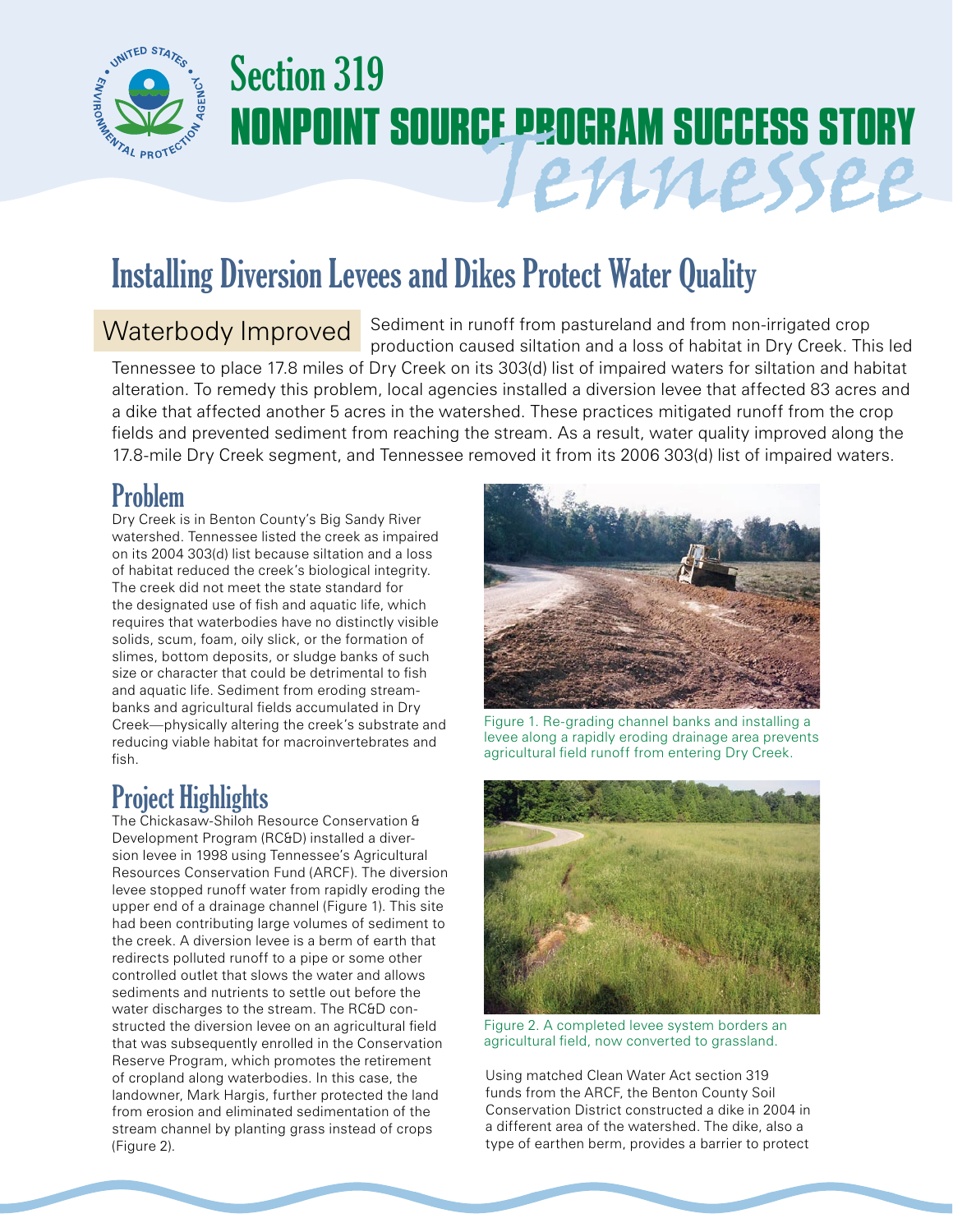# Section 319 NONPOINT SOURCE PROGRAM SUCCESS STORY

*Tennessee*

## Installing Diversion Levees and Dikes Protect Water Quality

**Waterbody Improved** Sediment in runoff from pastureland and from non-irrigated crop production caused siltation and a loss of habitat in Dry Creek. This led Tennessee to place 17.8 miles of Dry Creek on its 303(d) list of impaired waters for siltation and habitat alteration. To remedy this problem, local agencies installed a diversion levee that affected 83 acres and a dike that affected another 5 acres in the watershed. These practices mitigated runoff from the crop fields and prevented sediment from reaching the stream. As a result, water quality improved along the 17.8-mile Dry Creek segment, and Tennessee removed it from its 2006 303(d) list of impaired waters.

## Problem

Dry Creek is in Benton County's Big Sandy River watershed. Tennessee listed the creek as impaired on its 2004 303(d) list because siltation and a loss of habitat reduced the creek's biological integrity. The creek did not meet the state standard for the designated use of fish and aquatic life, which requires that waterbodies have no distinctly visible solids, scum, foam, oily slick, or the formation of slimes, bottom deposits, or sludge banks of such size or character that could be detrimental to fish and aquatic life. Sediment from eroding streambanks and agricultural fields accumulated in Dry Creek—physically altering the creek's substrate and reducing viable habitat for macroinvertebrates and fish.

## Project Highlights

The Chickasaw-Shiloh Resource Conservation & Development Program (RC&D) installed a diversion levee in 1998 using Tennessee's Agricultural Resources Conservation Fund (ARCF). The diversion levee stopped runoff water from rapidly eroding the upper end of a drainage channel (Figure 1). This site had been contributing large volumes of sediment to the creek. A diversion levee is a berm of earth that redirects polluted runoff to a pipe or some other controlled outlet that slows the water and allows sediments and nutrients to settle out before the water discharges to the stream. The RC&D constructed the diversion levee on an agricultural field that was subsequently enrolled in the Conservation Reserve Program, which promotes the retirement of cropland along waterbodies. In this case, the landowner, Mark Hargis, further protected the land from erosion and eliminated sedimentation of the stream channel by planting grass instead of crops (Figure 2).

Figure 1. Re-grading channel banks and installing a levee along a rapidly eroding drainage area prevents agricultural field runoff from entering Dry Creek.

Figure 2. A completed levee system borders an agricultural field, now converted to grassland.

Using matched Clean Water Act section 319 funds from the ARCF, the Benton County Soil Conservation District constructed a dike in 2004 in a different area of the watershed. The dike, also a type of earthen berm, provides a barrier to protect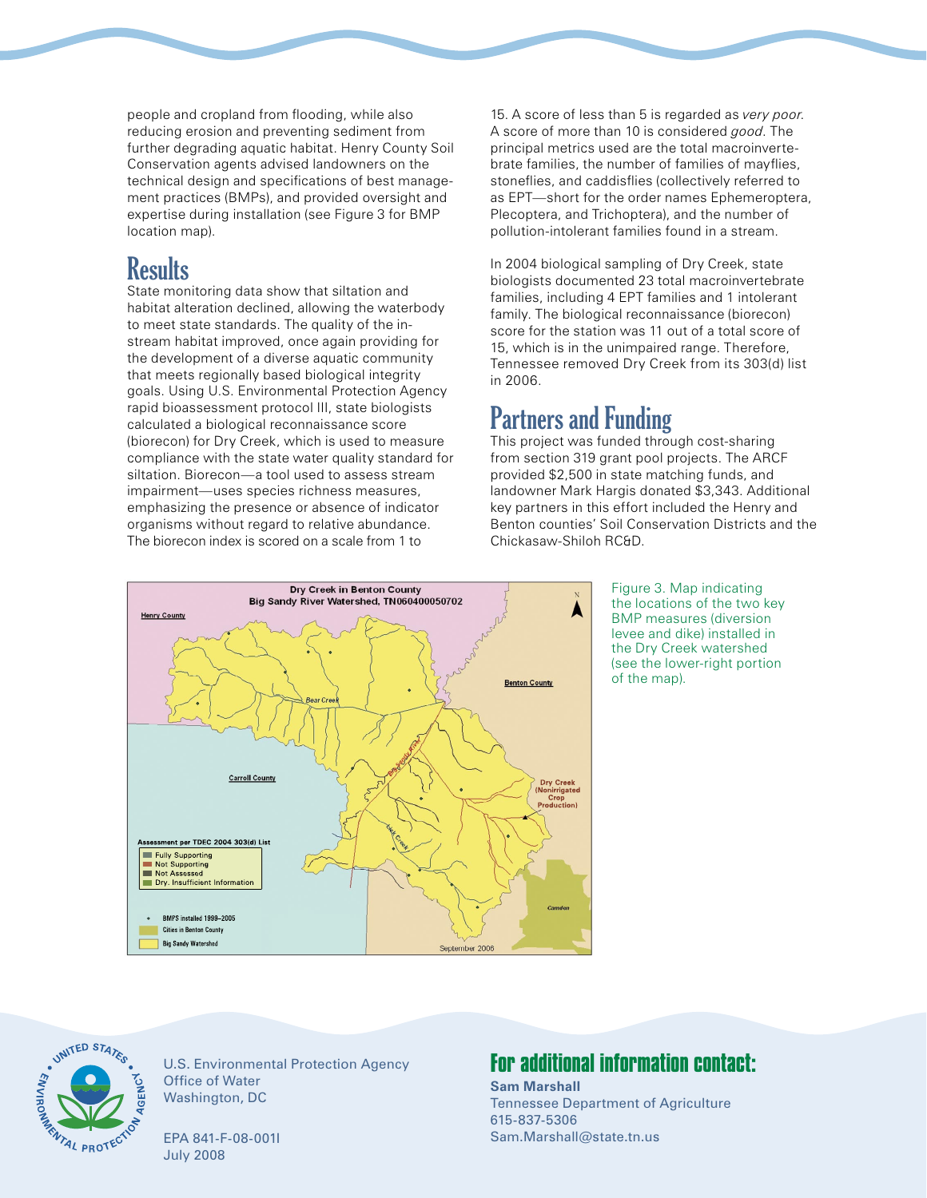people and cropland from flooding, while also reducing erosion and preventing sediment from further degrading aquatic habitat. Henry County Soil Conservation agents advised landowners on the technical design and specifications of best management practices (BMPs), and provided oversight and expertise during installation (see Figure 3 for BMP location map).

## Results

State monitoring data show that siltation and habitat alteration declined, allowing the waterbody to meet state standards. The quality of the in-stream habitat improved, once again providing for the development of a diverse aquatic community that meets regionally based biological integrity goals. Using U.S. Environmental Protection Agency rapid bioassessment protocol III, state biologists calculated a biological reconnaissance score (biorecon) for Dry Creek, which is used to measure compliance with the state water quality standard for siltation. Biorecon—a tool used to assess stream impairment—uses species richness measures, emphasizing the presence or absence of indicator organisms without regard to relative abundance. The biorecon index is scored on a scale from 1 to 15. A score of less than 5 is regarded as *very poor*. A score of more than 10 is considered *good*. The principal metrics used are the total macroinvertebrate families, the number of families of mayflies, stoneflies, and caddisflies (collectively referred to as EPT—short for the order names Ephemeroptera, Plecoptera, and Trichoptera), and the number of pollution-intolerant families found in a stream.

In 2004 biological sampling of Dry Creek, state biologists documented 23 total macroinvertebrate families, including 4 EPT families and 1 intolerant family. The biological reconnaissance (biorecon) score for the station was 11 out of a total score of 15, which is in the unimpaired range. Therefore, Tennessee removed Dry Creek from its 303(d) list in 2006.

## Partners and Funding

This project was funded through cost-sharing from section 319 grant pool projects. The ARCF provided $2,500 in state matching funds, and landowner Mark Hargis donated $3,343. Additional key partners in this effort included the Henry and Benton counties' Soil Conservation Districts and the Chickasaw-Shiloh RC&D.

Dry Creek in Benton County
Big Sandy River Watershed, TN0604000507

Henry County
Benton County
Carroll County
Bear Creek
Dry Creek (Nonirrigated Crop Production)
Camden
N

Assessment per TDEC 2004 303(d) List
Fully Supporting
Not Supporting
Not Assessed
Dry, Insufficient Information

BMPS installed 1999–2005
Cities in Benton County
Big Sandy Watershed

September 2006

Figure 3. Map indicating the locations of the two key BMP measures (diversion levee and dike) installed in the Dry Creek watershed (see the lower-right portion of the map).

U.S. Environmental Protection Agency
Office of Water
Washington, DC

EPA 841-F-08-001I
July 2008

### For additional information contact:

**Sam Marshall**
Tennessee Department of Agriculture
615-837-5306
Sam.Marshall@state.tn.us